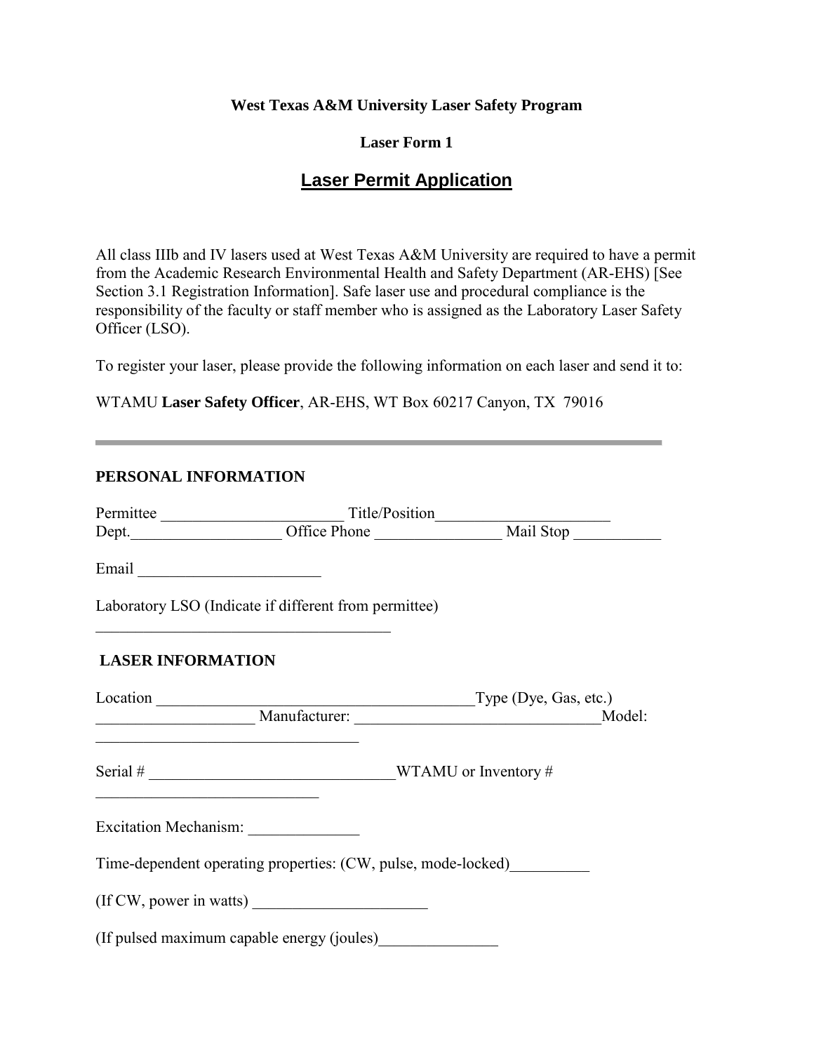**West Texas A&M University Laser Safety Program**

**Laser Form 1**

# Laser Permit Application

All class IIIb and IV lasers used at West Texas A&M University are required to have a permit from the Academic Research Environmental Health and Safety Department (AR-EHS) [See Section 3.1 Registration Information]. Safe laser use and procedural compliance is the responsibility of the faculty or staff member who is assigned as the Laboratory Laser Safety Officer (LSO).

To register your laser, please provide the following information on each laser and send it to:

WTAMU **Laser Safety Officer**, AR-EHS, WT Box 60217 Canyon, TX 79016

---

**PERSONAL INFORMATION**

Permittee _______________________ Title/Position_____________________
Dept.__________________ Office Phone _______________ Mail Stop __________

Email _______________________

Laboratory LSO (Indicate if different from permittee)
_____________________________________

**LASER INFORMATION**

Location ________________________________________Type (Dye, Gas, etc.)
___________________ Manufacturer: ______________________________Model:
_________________________________

Serial # ______________________________WTAMU or Inventory #
____________________________

Excitation Mechanism: ______________

Time-dependent operating properties: (CW, pulse, mode-locked)__________

(If CW, power in watts) ______________________

(If pulsed maximum capable energy (joules)_______________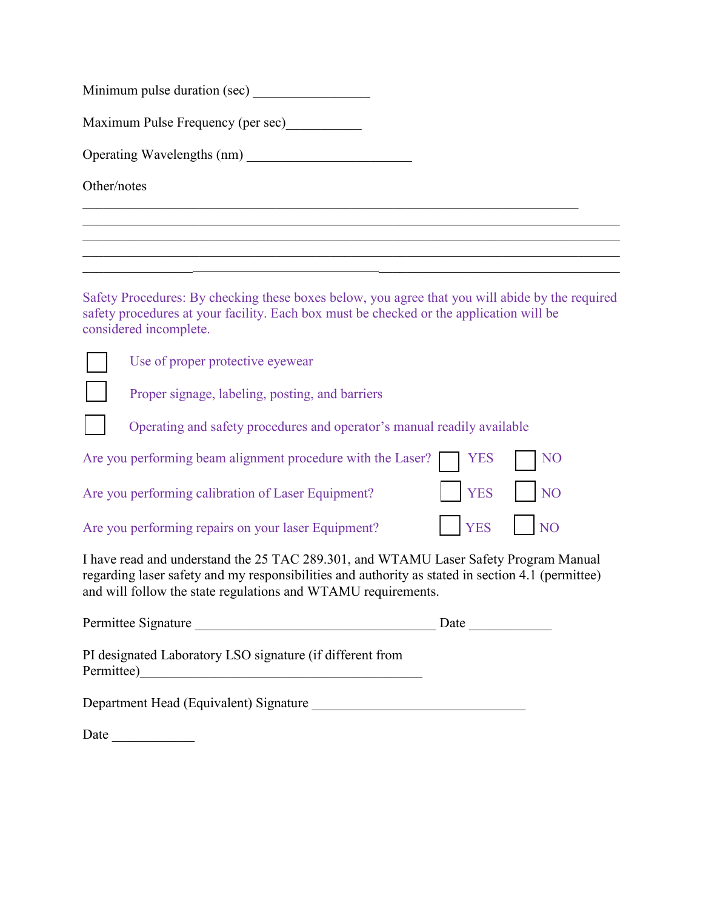Minimum pulse duration (sec) ________________

Maximum Pulse Frequency (per sec)___________

Operating Wavelengths (nm) ________________________

Other/notes

_________________________________________________________________________
_______________________________________________________________________________
_______________________________________________________________________________
_______________________________________________________________________________
_______________________________________________________________________________

Safety Procedures: By checking these boxes below, you agree that you will abide by the required safety procedures at your facility. Each box must be checked or the application will be considered incomplete.

☐ Use of proper protective eyewear

☐ Proper signage, labeling, posting, and barriers

☐ Operating and safety procedures and operator's manual readily available

Are you performing beam alignment procedure with the Laser? ☐ YES ☐ NO

Are you performing calibration of Laser Equipment? ☐ YES ☐ NO

Are you performing repairs on your laser Equipment? ☐ YES ☐ NO

I have read and understand the 25 TAC 289.301, and WTAMU Laser Safety Program Manual regarding laser safety and my responsibilities and authority as stated in section 4.1 (permittee) and will follow the state regulations and WTAMU requirements.

Permittee Signature ___________________________________ Date ____________

PI designated Laboratory LSO signature (if different from Permittee)_________________________________________

Department Head (Equivalent) Signature _______________________________

Date ____________